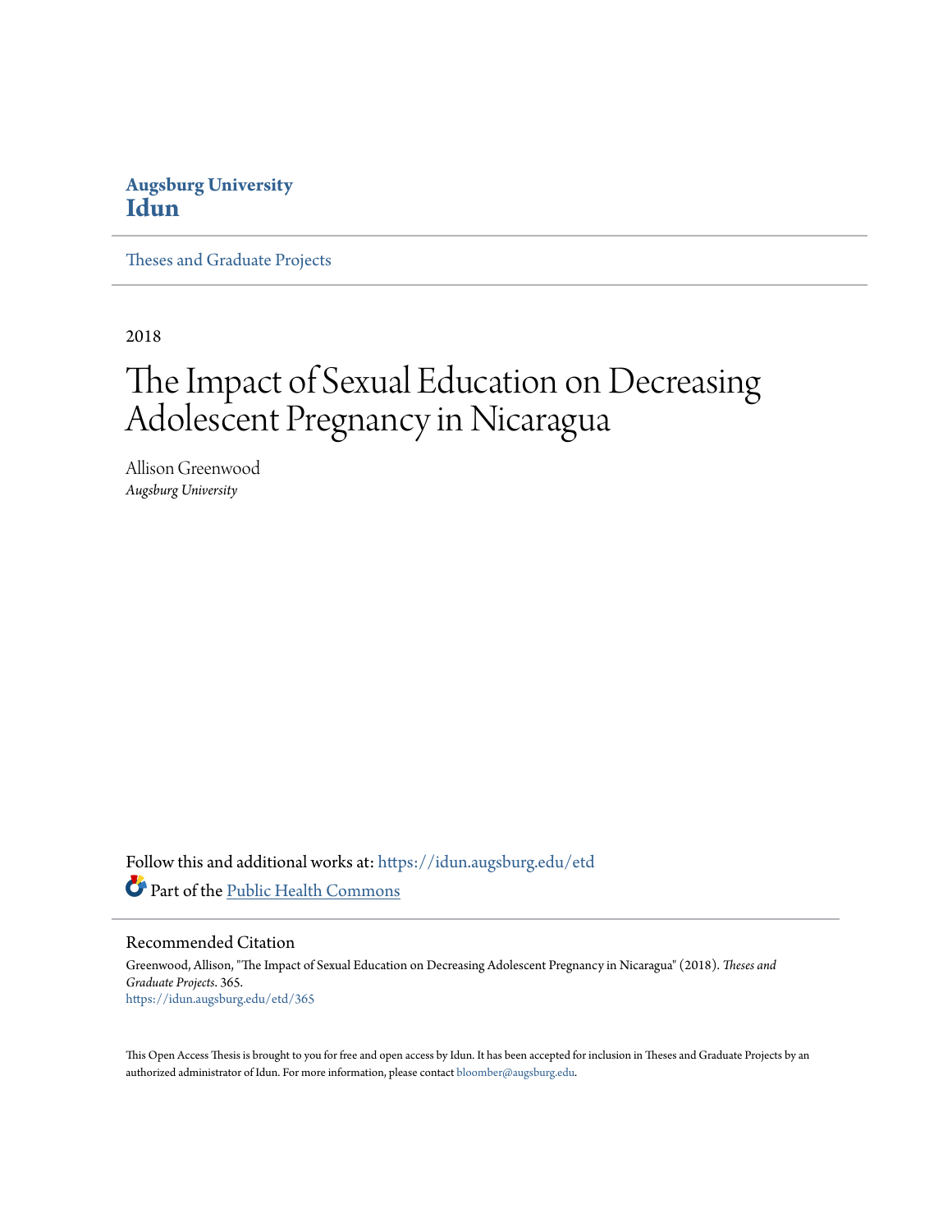Augsburg University
**Idun**

Theses and Graduate Projects

2018

# The Impact of Sexual Education on Decreasing Adolescent Pregnancy in Nicaragua

Allison Greenwood
*Augsburg University*

Follow this and additional works at: https://idun.augsburg.edu/etd

Part of the Public Health Commons

## Recommended Citation

Greenwood, Allison, "The Impact of Sexual Education on Decreasing Adolescent Pregnancy in Nicaragua" (2018). *Theses and Graduate Projects*. 365.
https://idun.augsburg.edu/etd/365

This Open Access Thesis is brought to you for free and open access by Idun. It has been accepted for inclusion in Theses and Graduate Projects by an authorized administrator of Idun. For more information, please contact bloomber@augsburg.edu.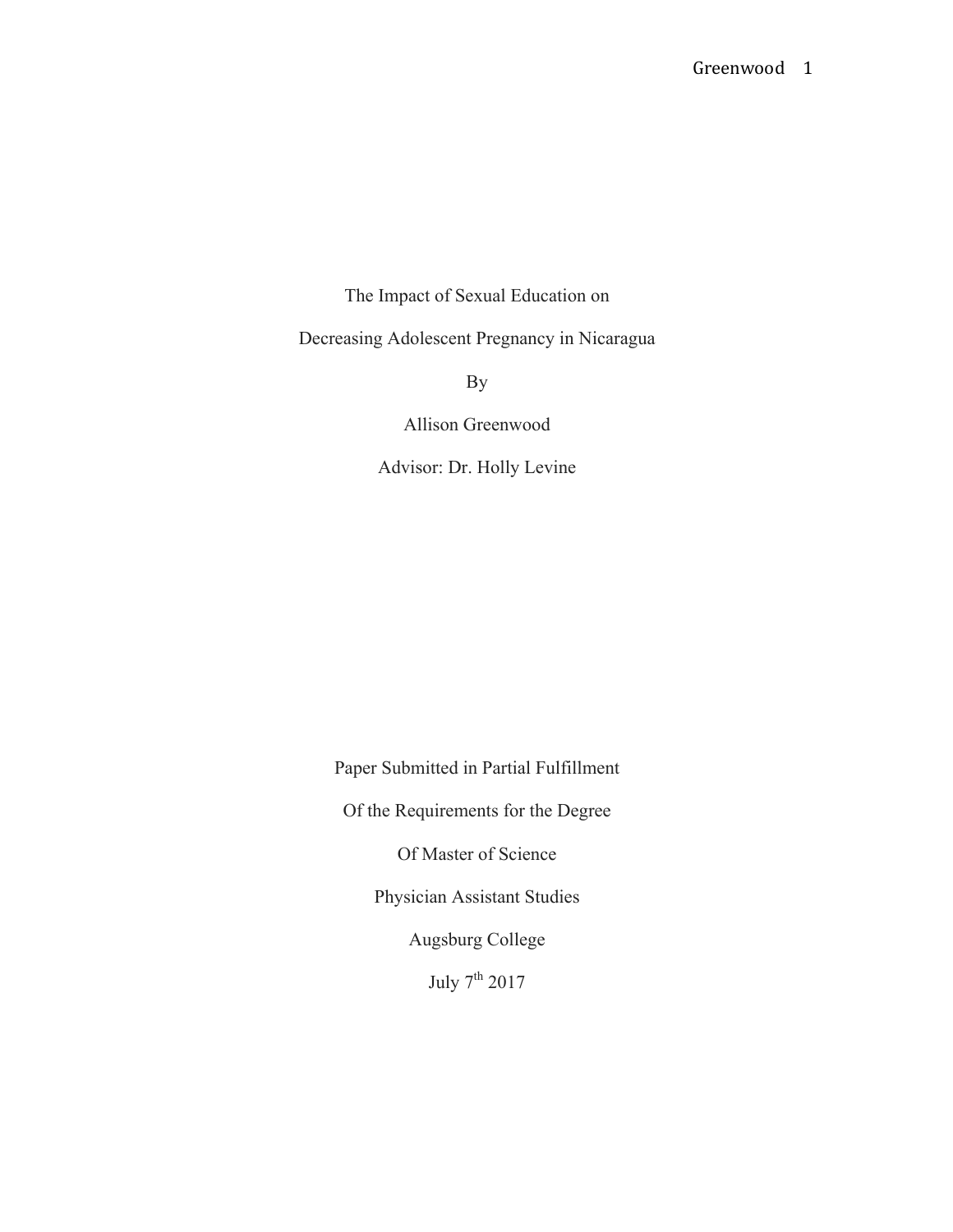The Impact of Sexual Education on

Decreasing Adolescent Pregnancy in Nicaragua

By

Allison Greenwood

Advisor: Dr. Holly Levine

Paper Submitted in Partial Fulfillment

Of the Requirements for the Degree

Of Master of Science

Physician Assistant Studies

Augsburg College

July 7th 2017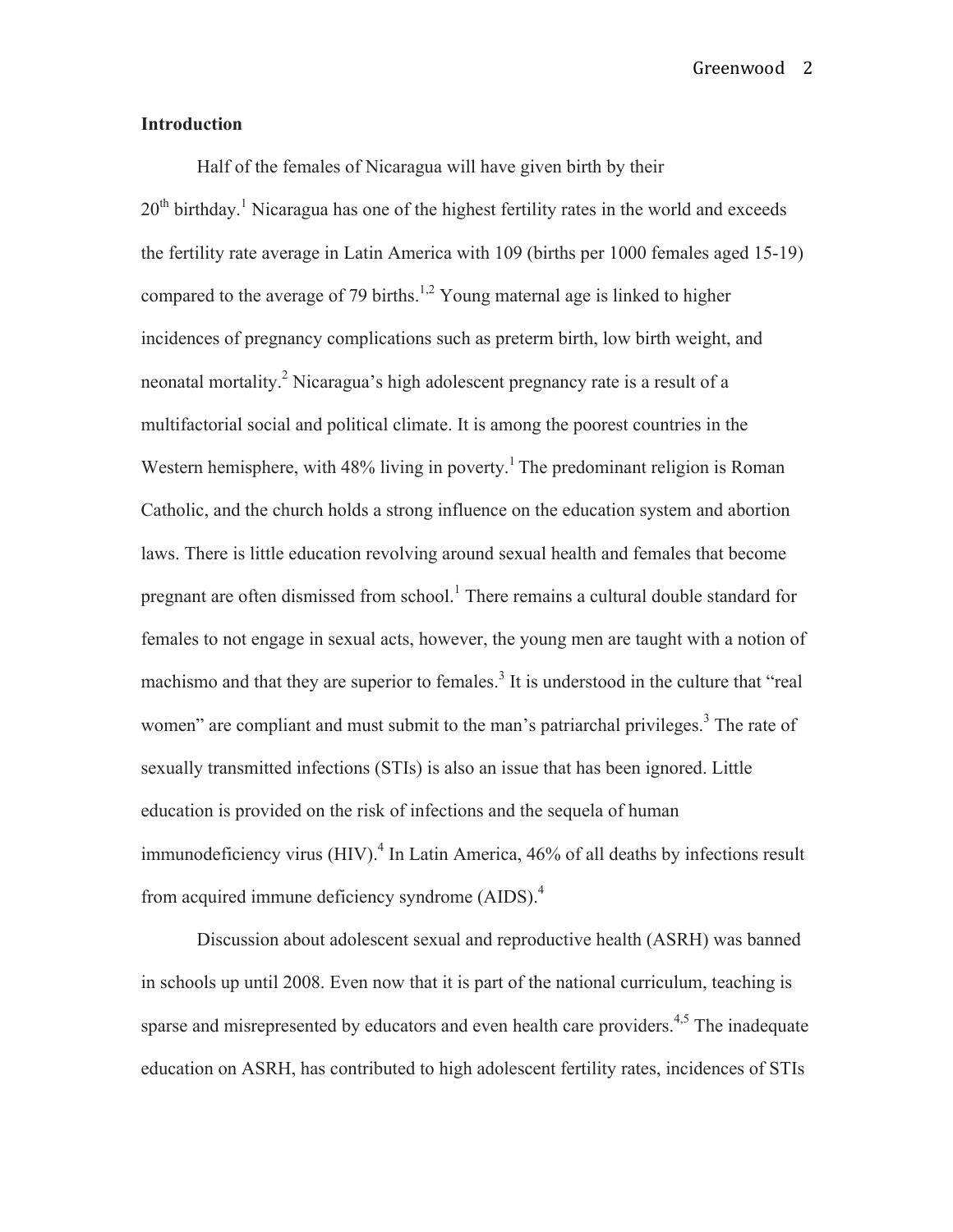## Introduction

Half of the females of Nicaragua will have given birth by their 20th birthday.[1] Nicaragua has one of the highest fertility rates in the world and exceeds the fertility rate average in Latin America with 109 (births per 1000 females aged 15-19) compared to the average of 79 births.[1,2] Young maternal age is linked to higher incidences of pregnancy complications such as preterm birth, low birth weight, and neonatal mortality.[2] Nicaragua's high adolescent pregnancy rate is a result of a multifactorial social and political climate. It is among the poorest countries in the Western hemisphere, with 48% living in poverty.[1] The predominant religion is Roman Catholic, and the church holds a strong influence on the education system and abortion laws. There is little education revolving around sexual health and females that become pregnant are often dismissed from school.[1] There remains a cultural double standard for females to not engage in sexual acts, however, the young men are taught with a notion of machismo and that they are superior to females.[3] It is understood in the culture that "real women" are compliant and must submit to the man's patriarchal privileges.[3] The rate of sexually transmitted infections (STIs) is also an issue that has been ignored. Little education is provided on the risk of infections and the sequela of human immunodeficiency virus (HIV).[4] In Latin America, 46% of all deaths by infections result from acquired immune deficiency syndrome (AIDS).[4]

Discussion about adolescent sexual and reproductive health (ASRH) was banned in schools up until 2008. Even now that it is part of the national curriculum, teaching is sparse and misrepresented by educators and even health care providers.[4,5] The inadequate education on ASRH, has contributed to high adolescent fertility rates, incidences of STIs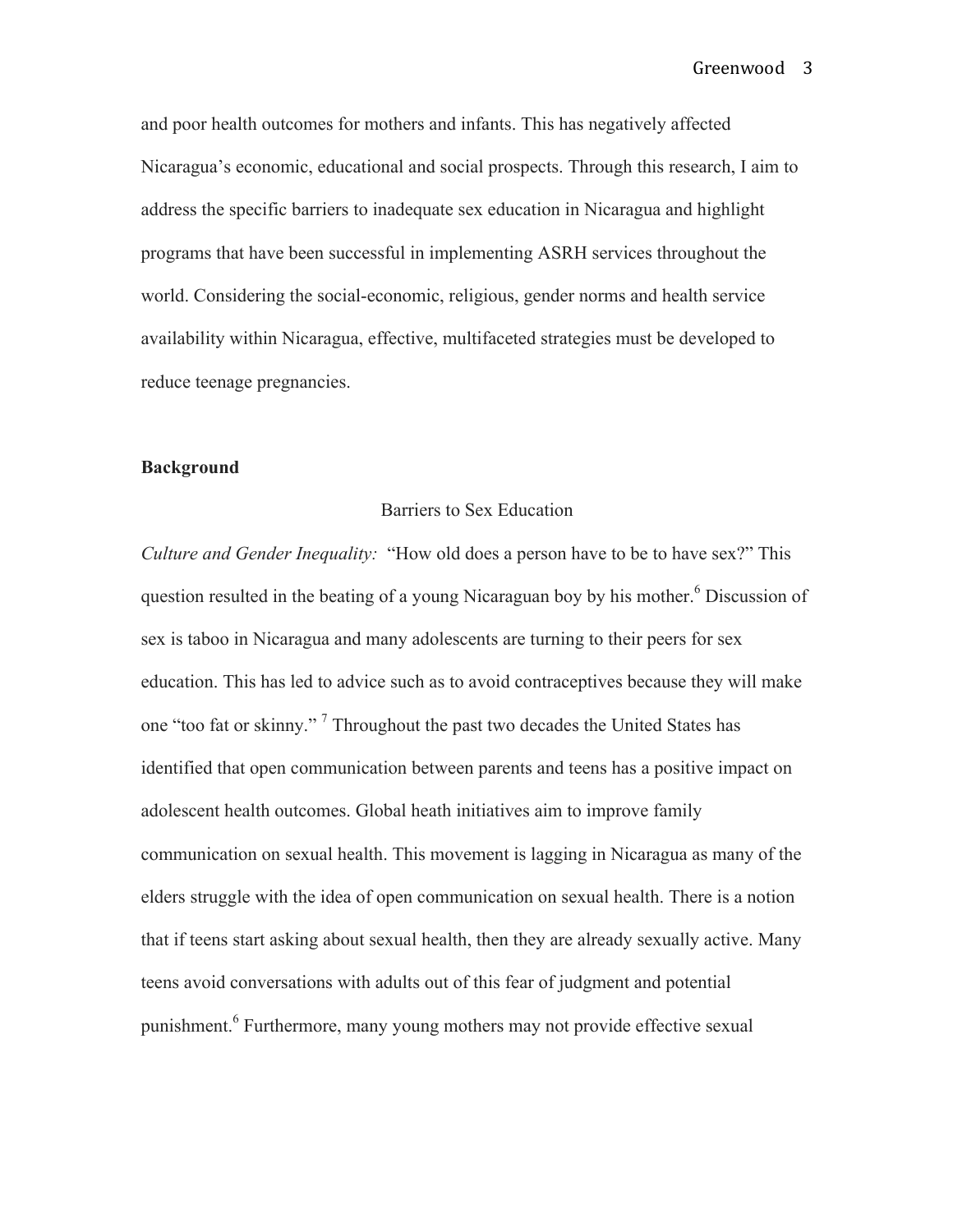and poor health outcomes for mothers and infants. This has negatively affected Nicaragua's economic, educational and social prospects. Through this research, I aim to address the specific barriers to inadequate sex education in Nicaragua and highlight programs that have been successful in implementing ASRH services throughout the world. Considering the social-economic, religious, gender norms and health service availability within Nicaragua, effective, multifaceted strategies must be developed to reduce teenage pregnancies.

## Background

### Barriers to Sex Education

*Culture and Gender Inequality:* "How old does a person have to be to have sex?" This question resulted in the beating of a young Nicaraguan boy by his mother.[6] Discussion of sex is taboo in Nicaragua and many adolescents are turning to their peers for sex education. This has led to advice such as to avoid contraceptives because they will make one "too fat or skinny."[7] Throughout the past two decades the United States has identified that open communication between parents and teens has a positive impact on adolescent health outcomes. Global heath initiatives aim to improve family communication on sexual health. This movement is lagging in Nicaragua as many of the elders struggle with the idea of open communication on sexual health. There is a notion that if teens start asking about sexual health, then they are already sexually active. Many teens avoid conversations with adults out of this fear of judgment and potential punishment.[6] Furthermore, many young mothers may not provide effective sexual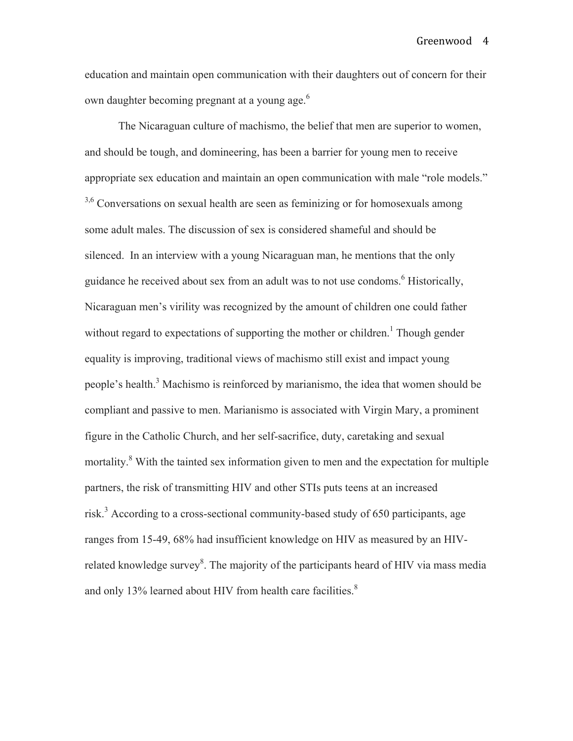education and maintain open communication with their daughters out of concern for their own daughter becoming pregnant at a young age.[6]

The Nicaraguan culture of machismo, the belief that men are superior to women, and should be tough, and domineering, has been a barrier for young men to receive appropriate sex education and maintain an open communication with male "role models." [3,6] Conversations on sexual health are seen as feminizing or for homosexuals among some adult males. The discussion of sex is considered shameful and should be silenced. In an interview with a young Nicaraguan man, he mentions that the only guidance he received about sex from an adult was to not use condoms.[6] Historically, Nicaraguan men's virility was recognized by the amount of children one could father without regard to expectations of supporting the mother or children.[1] Though gender equality is improving, traditional views of machismo still exist and impact young people's health.[3] Machismo is reinforced by marianismo, the idea that women should be compliant and passive to men. Marianismo is associated with Virgin Mary, a prominent figure in the Catholic Church, and her self-sacrifice, duty, caretaking and sexual mortality.[8] With the tainted sex information given to men and the expectation for multiple partners, the risk of transmitting HIV and other STIs puts teens at an increased risk.[3] According to a cross-sectional community-based study of 650 participants, age ranges from 15-49, 68% had insufficient knowledge on HIV as measured by an HIV-related knowledge survey[8]. The majority of the participants heard of HIV via mass media and only 13% learned about HIV from health care facilities.[8]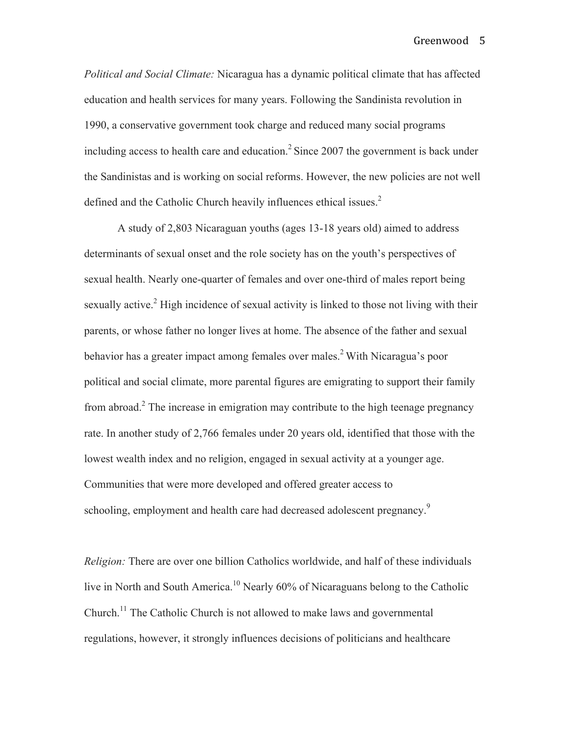*Political and Social Climate:* Nicaragua has a dynamic political climate that has affected education and health services for many years. Following the Sandinista revolution in 1990, a conservative government took charge and reduced many social programs including access to health care and education.[2] Since 2007 the government is back under the Sandinistas and is working on social reforms. However, the new policies are not well defined and the Catholic Church heavily influences ethical issues.[2]

A study of 2,803 Nicaraguan youths (ages 13-18 years old) aimed to address determinants of sexual onset and the role society has on the youth's perspectives of sexual health. Nearly one-quarter of females and over one-third of males report being sexually active.[2] High incidence of sexual activity is linked to those not living with their parents, or whose father no longer lives at home. The absence of the father and sexual behavior has a greater impact among females over males.[2] With Nicaragua's poor political and social climate, more parental figures are emigrating to support their family from abroad.[2] The increase in emigration may contribute to the high teenage pregnancy rate. In another study of 2,766 females under 20 years old, identified that those with the lowest wealth index and no religion, engaged in sexual activity at a younger age. Communities that were more developed and offered greater access to schooling, employment and health care had decreased adolescent pregnancy.[9]

*Religion:* There are over one billion Catholics worldwide, and half of these individuals live in North and South America.[10] Nearly 60% of Nicaraguans belong to the Catholic Church.[11] The Catholic Church is not allowed to make laws and governmental regulations, however, it strongly influences decisions of politicians and healthcare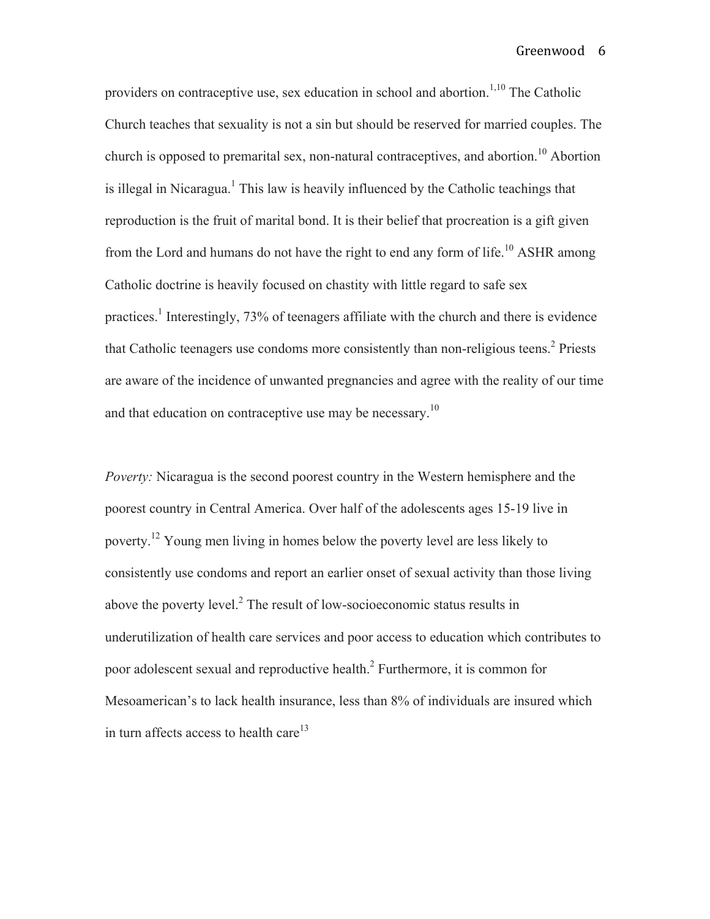providers on contraceptive use, sex education in school and abortion.[1,10] The Catholic Church teaches that sexuality is not a sin but should be reserved for married couples. The church is opposed to premarital sex, non-natural contraceptives, and abortion.[10] Abortion is illegal in Nicaragua.[1] This law is heavily influenced by the Catholic teachings that reproduction is the fruit of marital bond. It is their belief that procreation is a gift given from the Lord and humans do not have the right to end any form of life.[10] ASHR among Catholic doctrine is heavily focused on chastity with little regard to safe sex practices.[1] Interestingly, 73% of teenagers affiliate with the church and there is evidence that Catholic teenagers use condoms more consistently than non-religious teens.[2] Priests are aware of the incidence of unwanted pregnancies and agree with the reality of our time and that education on contraceptive use may be necessary.[10]

*Poverty:* Nicaragua is the second poorest country in the Western hemisphere and the poorest country in Central America. Over half of the adolescents ages 15-19 live in poverty.[12] Young men living in homes below the poverty level are less likely to consistently use condoms and report an earlier onset of sexual activity than those living above the poverty level.[2] The result of low-socioeconomic status results in underutilization of health care services and poor access to education which contributes to poor adolescent sexual and reproductive health.[2] Furthermore, it is common for Mesoamerican's to lack health insurance, less than 8% of individuals are insured which in turn affects access to health care[13]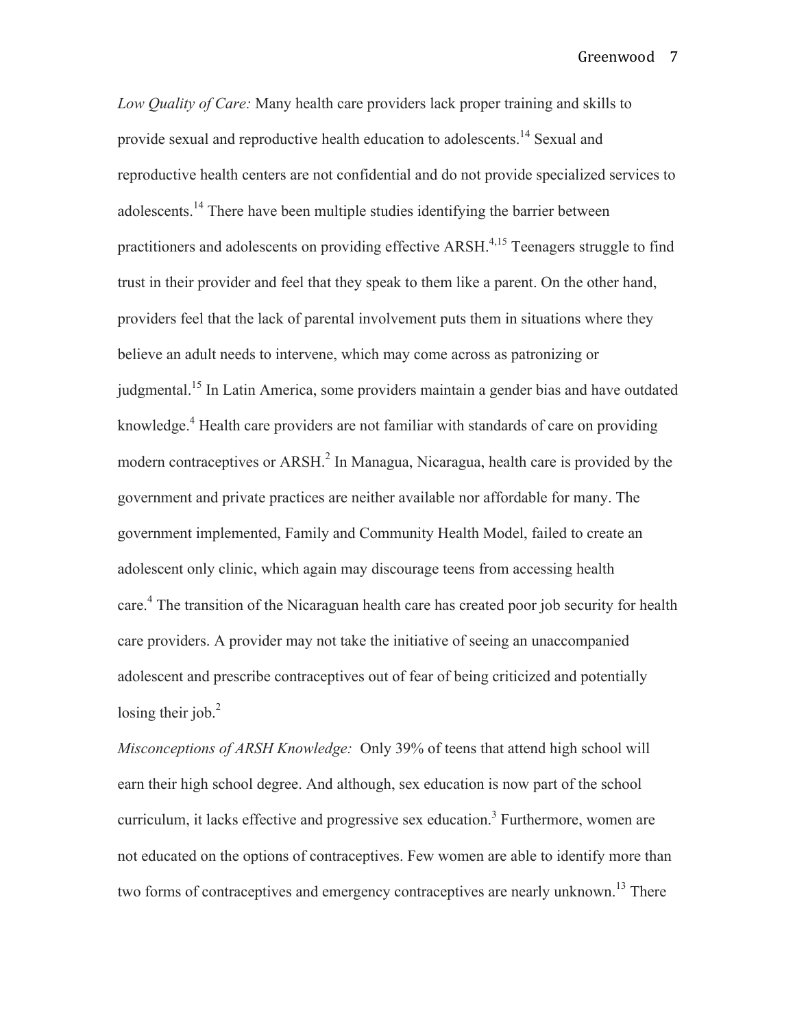*Low Quality of Care:* Many health care providers lack proper training and skills to provide sexual and reproductive health education to adolescents.[14] Sexual and reproductive health centers are not confidential and do not provide specialized services to adolescents.[14] There have been multiple studies identifying the barrier between practitioners and adolescents on providing effective ARSH.[4,15] Teenagers struggle to find trust in their provider and feel that they speak to them like a parent. On the other hand, providers feel that the lack of parental involvement puts them in situations where they believe an adult needs to intervene, which may come across as patronizing or judgmental.[15] In Latin America, some providers maintain a gender bias and have outdated knowledge.[4] Health care providers are not familiar with standards of care on providing modern contraceptives or ARSH.[2] In Managua, Nicaragua, health care is provided by the government and private practices are neither available nor affordable for many. The government implemented, Family and Community Health Model, failed to create an adolescent only clinic, which again may discourage teens from accessing health care.[4] The transition of the Nicaraguan health care has created poor job security for health care providers. A provider may not take the initiative of seeing an unaccompanied adolescent and prescribe contraceptives out of fear of being criticized and potentially losing their job.[2]

*Misconceptions of ARSH Knowledge:* Only 39% of teens that attend high school will earn their high school degree. And although, sex education is now part of the school curriculum, it lacks effective and progressive sex education.[3] Furthermore, women are not educated on the options of contraceptives. Few women are able to identify more than two forms of contraceptives and emergency contraceptives are nearly unknown.[13] There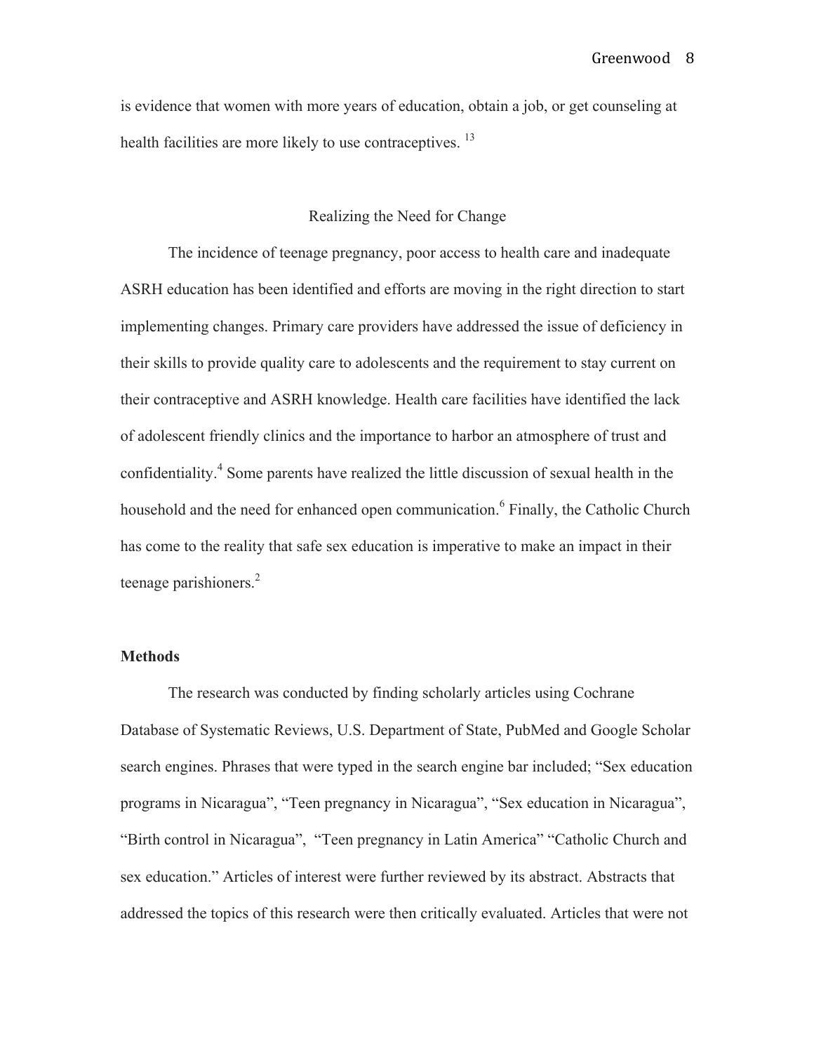is evidence that women with more years of education, obtain a job, or get counseling at health facilities are more likely to use contraceptives. [13]

## Realizing the Need for Change

The incidence of teenage pregnancy, poor access to health care and inadequate ASRH education has been identified and efforts are moving in the right direction to start implementing changes. Primary care providers have addressed the issue of deficiency in their skills to provide quality care to adolescents and the requirement to stay current on their contraceptive and ASRH knowledge. Health care facilities have identified the lack of adolescent friendly clinics and the importance to harbor an atmosphere of trust and confidentiality.[4] Some parents have realized the little discussion of sexual health in the household and the need for enhanced open communication.[6] Finally, the Catholic Church has come to the reality that safe sex education is imperative to make an impact in their teenage parishioners.[2]

## **Methods**

The research was conducted by finding scholarly articles using Cochrane Database of Systematic Reviews, U.S. Department of State, PubMed and Google Scholar search engines. Phrases that were typed in the search engine bar included; "Sex education programs in Nicaragua", "Teen pregnancy in Nicaragua", "Sex education in Nicaragua", "Birth control in Nicaragua", "Teen pregnancy in Latin America" "Catholic Church and sex education." Articles of interest were further reviewed by its abstract. Abstracts that addressed the topics of this research were then critically evaluated. Articles that were not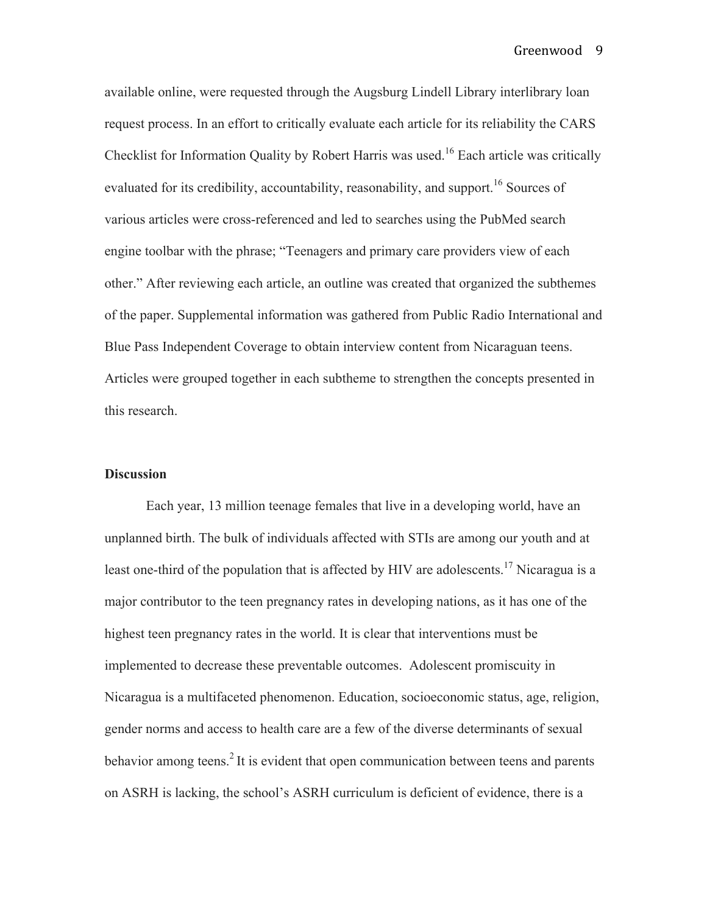available online, were requested through the Augsburg Lindell Library interlibrary loan request process. In an effort to critically evaluate each article for its reliability the CARS Checklist for Information Quality by Robert Harris was used.[16] Each article was critically evaluated for its credibility, accountability, reasonability, and support.[16] Sources of various articles were cross-referenced and led to searches using the PubMed search engine toolbar with the phrase; "Teenagers and primary care providers view of each other." After reviewing each article, an outline was created that organized the subthemes of the paper. Supplemental information was gathered from Public Radio International and Blue Pass Independent Coverage to obtain interview content from Nicaraguan teens. Articles were grouped together in each subtheme to strengthen the concepts presented in this research.

**Discussion**

Each year, 13 million teenage females that live in a developing world, have an unplanned birth. The bulk of individuals affected with STIs are among our youth and at least one-third of the population that is affected by HIV are adolescents.[17] Nicaragua is a major contributor to the teen pregnancy rates in developing nations, as it has one of the highest teen pregnancy rates in the world. It is clear that interventions must be implemented to decrease these preventable outcomes. Adolescent promiscuity in Nicaragua is a multifaceted phenomenon. Education, socioeconomic status, age, religion, gender norms and access to health care are a few of the diverse determinants of sexual behavior among teens.[2] It is evident that open communication between teens and parents on ASRH is lacking, the school's ASRH curriculum is deficient of evidence, there is a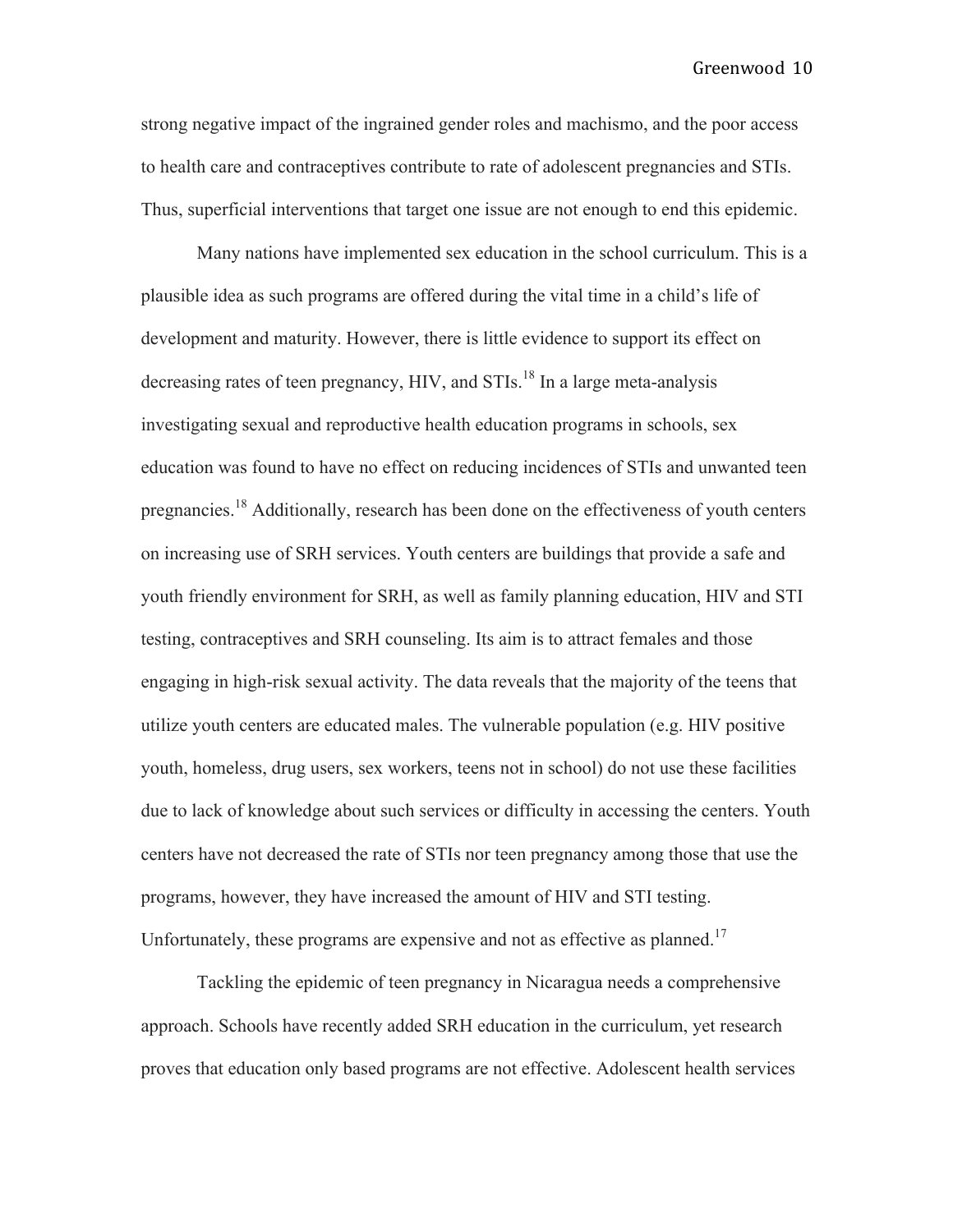strong negative impact of the ingrained gender roles and machismo, and the poor access to health care and contraceptives contribute to rate of adolescent pregnancies and STIs. Thus, superficial interventions that target one issue are not enough to end this epidemic.

Many nations have implemented sex education in the school curriculum. This is a plausible idea as such programs are offered during the vital time in a child's life of development and maturity. However, there is little evidence to support its effect on decreasing rates of teen pregnancy, HIV, and STIs.[18] In a large meta-analysis investigating sexual and reproductive health education programs in schools, sex education was found to have no effect on reducing incidences of STIs and unwanted teen pregnancies.[18] Additionally, research has been done on the effectiveness of youth centers on increasing use of SRH services. Youth centers are buildings that provide a safe and youth friendly environment for SRH, as well as family planning education, HIV and STI testing, contraceptives and SRH counseling. Its aim is to attract females and those engaging in high-risk sexual activity. The data reveals that the majority of the teens that utilize youth centers are educated males. The vulnerable population (e.g. HIV positive youth, homeless, drug users, sex workers, teens not in school) do not use these facilities due to lack of knowledge about such services or difficulty in accessing the centers. Youth centers have not decreased the rate of STIs nor teen pregnancy among those that use the programs, however, they have increased the amount of HIV and STI testing. Unfortunately, these programs are expensive and not as effective as planned.[17]

Tackling the epidemic of teen pregnancy in Nicaragua needs a comprehensive approach. Schools have recently added SRH education in the curriculum, yet research proves that education only based programs are not effective. Adolescent health services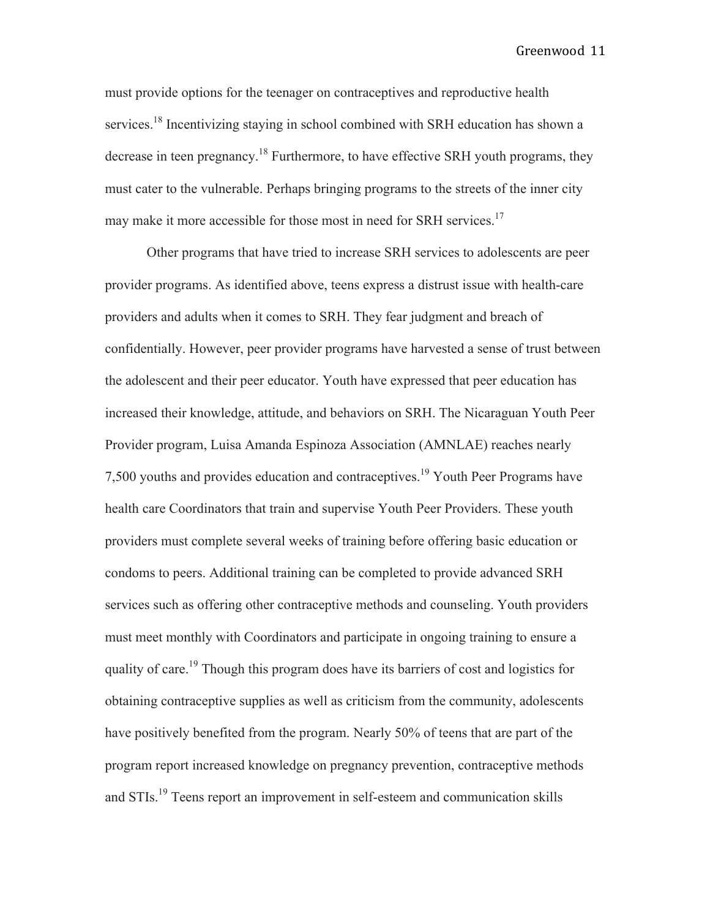must provide options for the teenager on contraceptives and reproductive health services.[18] Incentivizing staying in school combined with SRH education has shown a decrease in teen pregnancy.[18] Furthermore, to have effective SRH youth programs, they must cater to the vulnerable. Perhaps bringing programs to the streets of the inner city may make it more accessible for those most in need for SRH services.[17]

Other programs that have tried to increase SRH services to adolescents are peer provider programs. As identified above, teens express a distrust issue with health-care providers and adults when it comes to SRH. They fear judgment and breach of confidentially. However, peer provider programs have harvested a sense of trust between the adolescent and their peer educator. Youth have expressed that peer education has increased their knowledge, attitude, and behaviors on SRH. The Nicaraguan Youth Peer Provider program, Luisa Amanda Espinoza Association (AMNLAE) reaches nearly 7,500 youths and provides education and contraceptives.[19] Youth Peer Programs have health care Coordinators that train and supervise Youth Peer Providers. These youth providers must complete several weeks of training before offering basic education or condoms to peers. Additional training can be completed to provide advanced SRH services such as offering other contraceptive methods and counseling. Youth providers must meet monthly with Coordinators and participate in ongoing training to ensure a quality of care.[19] Though this program does have its barriers of cost and logistics for obtaining contraceptive supplies as well as criticism from the community, adolescents have positively benefited from the program. Nearly 50% of teens that are part of the program report increased knowledge on pregnancy prevention, contraceptive methods and STIs.[19] Teens report an improvement in self-esteem and communication skills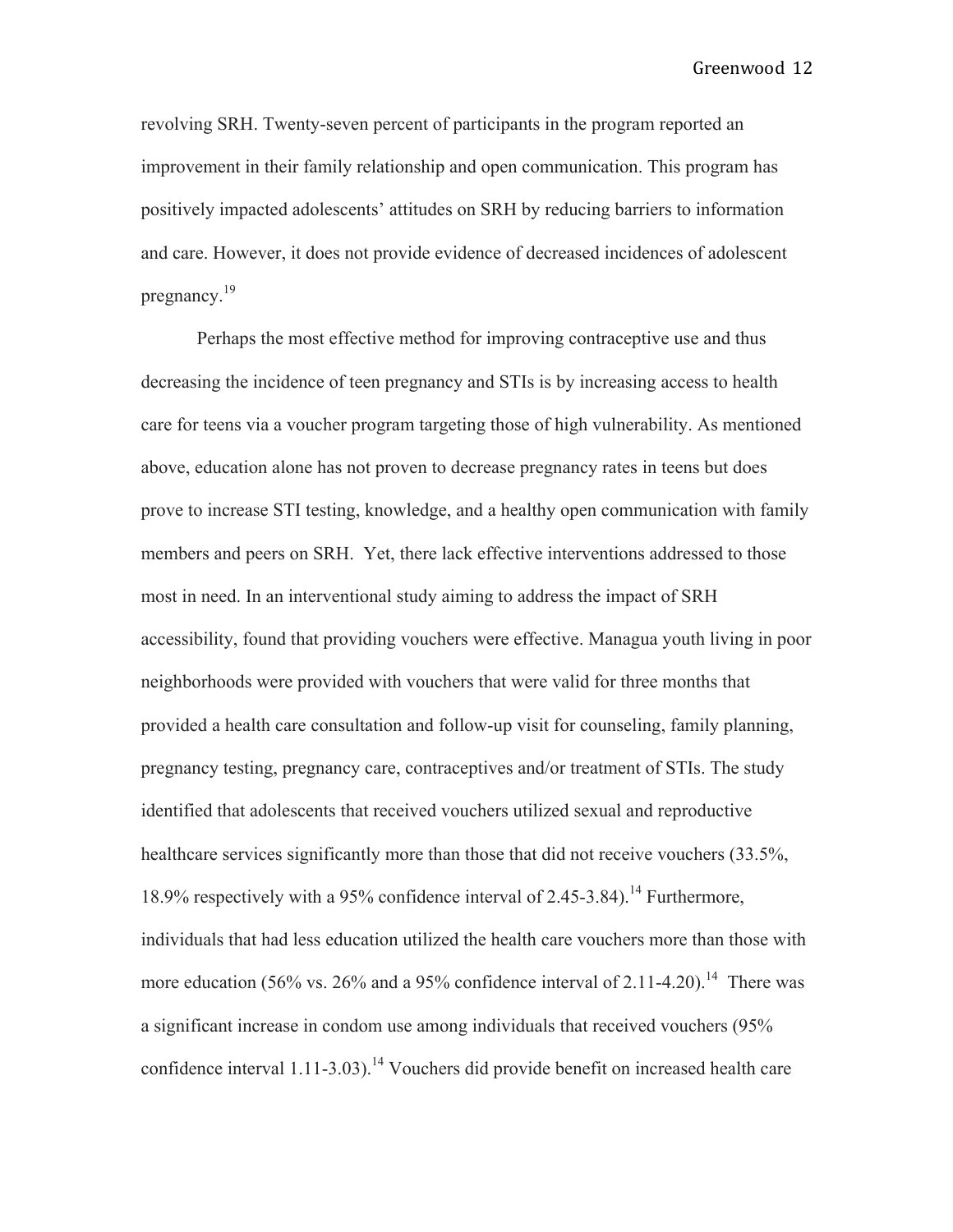revolving SRH. Twenty-seven percent of participants in the program reported an improvement in their family relationship and open communication. This program has positively impacted adolescents' attitudes on SRH by reducing barriers to information and care. However, it does not provide evidence of decreased incidences of adolescent pregnancy.[19]

Perhaps the most effective method for improving contraceptive use and thus decreasing the incidence of teen pregnancy and STIs is by increasing access to health care for teens via a voucher program targeting those of high vulnerability. As mentioned above, education alone has not proven to decrease pregnancy rates in teens but does prove to increase STI testing, knowledge, and a healthy open communication with family members and peers on SRH. Yet, there lack effective interventions addressed to those most in need. In an interventional study aiming to address the impact of SRH accessibility, found that providing vouchers were effective. Managua youth living in poor neighborhoods were provided with vouchers that were valid for three months that provided a health care consultation and follow-up visit for counseling, family planning, pregnancy testing, pregnancy care, contraceptives and/or treatment of STIs. The study identified that adolescents that received vouchers utilized sexual and reproductive healthcare services significantly more than those that did not receive vouchers (33.5%, 18.9% respectively with a 95% confidence interval of 2.45-3.84).[14] Furthermore, individuals that had less education utilized the health care vouchers more than those with more education (56% vs. 26% and a 95% confidence interval of 2.11-4.20).[14] There was a significant increase in condom use among individuals that received vouchers (95% confidence interval 1.11-3.03).[14] Vouchers did provide benefit on increased health care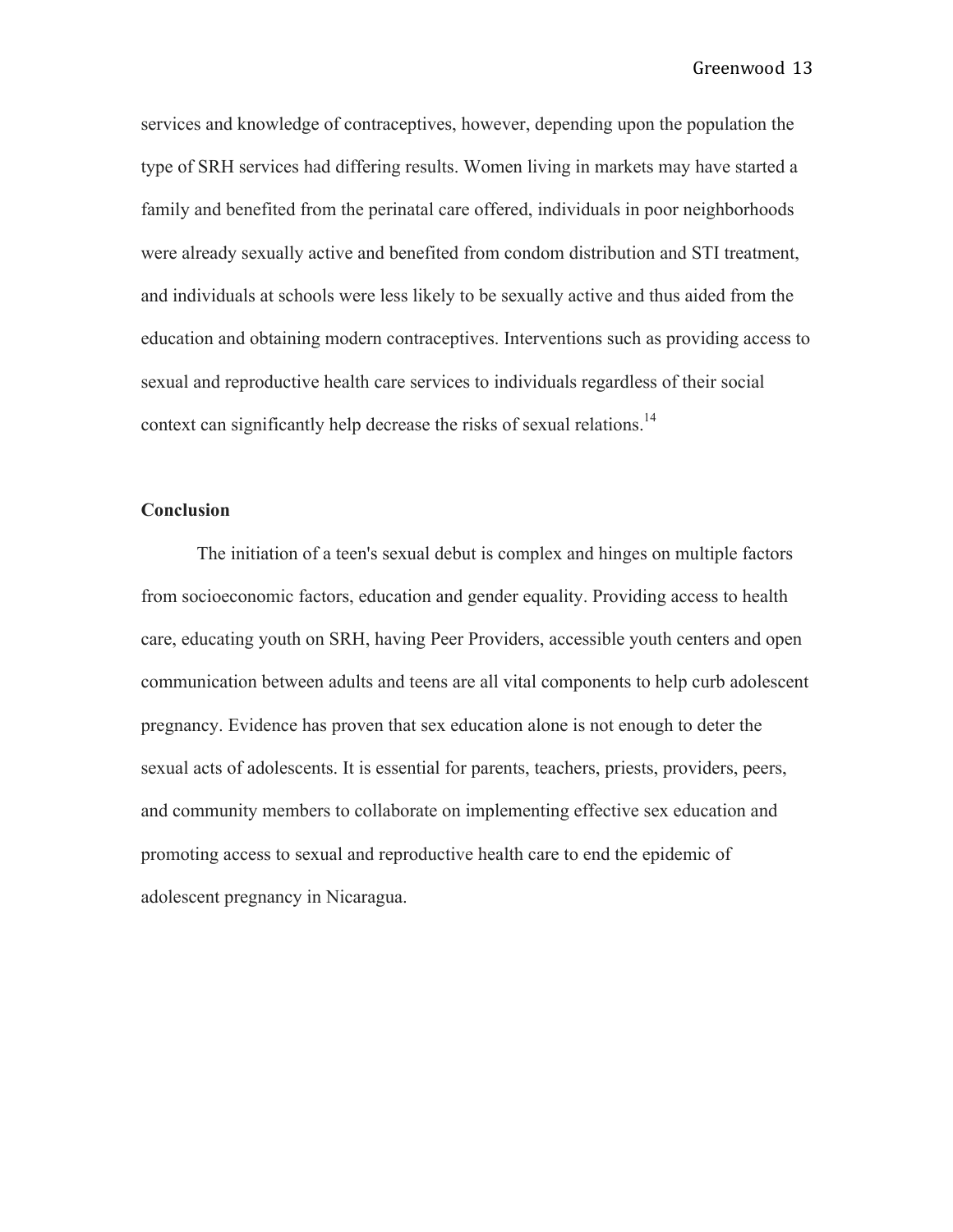services and knowledge of contraceptives, however, depending upon the population the type of SRH services had differing results. Women living in markets may have started a family and benefited from the perinatal care offered, individuals in poor neighborhoods were already sexually active and benefited from condom distribution and STI treatment, and individuals at schools were less likely to be sexually active and thus aided from the education and obtaining modern contraceptives. Interventions such as providing access to sexual and reproductive health care services to individuals regardless of their social context can significantly help decrease the risks of sexual relations.[14]

## Conclusion

The initiation of a teen's sexual debut is complex and hinges on multiple factors from socioeconomic factors, education and gender equality. Providing access to health care, educating youth on SRH, having Peer Providers, accessible youth centers and open communication between adults and teens are all vital components to help curb adolescent pregnancy. Evidence has proven that sex education alone is not enough to deter the sexual acts of adolescents. It is essential for parents, teachers, priests, providers, peers, and community members to collaborate on implementing effective sex education and promoting access to sexual and reproductive health care to end the epidemic of adolescent pregnancy in Nicaragua.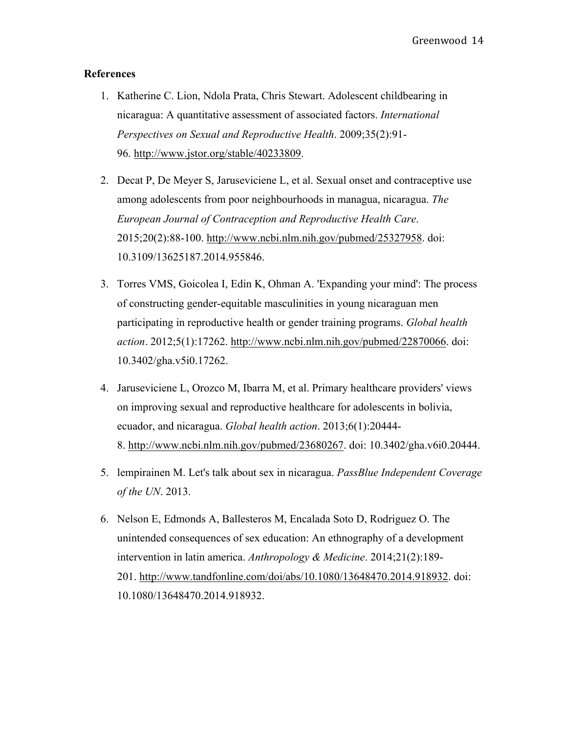**References**

1. Katherine C. Lion, Ndola Prata, Chris Stewart. Adolescent childbearing in nicaragua: A quantitative assessment of associated factors. *International Perspectives on Sexual and Reproductive Health*. 2009;35(2):91-96. http://www.jstor.org/stable/40233809.

2. Decat P, De Meyer S, Jaruseviciene L, et al. Sexual onset and contraceptive use among adolescents from poor neighbourhoods in managua, nicaragua. *The European Journal of Contraception and Reproductive Health Care*. 2015;20(2):88-100. http://www.ncbi.nlm.nih.gov/pubmed/25327958. doi: 10.3109/13625187.2014.955846.

3. Torres VMS, Goicolea I, Edin K, Ohman A. 'Expanding your mind': The process of constructing gender-equitable masculinities in young nicaraguan men participating in reproductive health or gender training programs. *Global health action*. 2012;5(1):17262. http://www.ncbi.nlm.nih.gov/pubmed/22870066. doi: 10.3402/gha.v5i0.17262.

4. Jaruseviciene L, Orozco M, Ibarra M, et al. Primary healthcare providers' views on improving sexual and reproductive healthcare for adolescents in bolivia, ecuador, and nicaragua. *Global health action*. 2013;6(1):20444-8. http://www.ncbi.nlm.nih.gov/pubmed/23680267. doi: 10.3402/gha.v6i0.20444.

5. lempirainen M. Let's talk about sex in nicaragua. *PassBlue Independent Coverage of the UN*. 2013.

6. Nelson E, Edmonds A, Ballesteros M, Encalada Soto D, Rodriguez O. The unintended consequences of sex education: An ethnography of a development intervention in latin america. *Anthropology & Medicine*. 2014;21(2):189-201. http://www.tandfonline.com/doi/abs/10.1080/13648470.2014.918932. doi: 10.1080/13648470.2014.918932.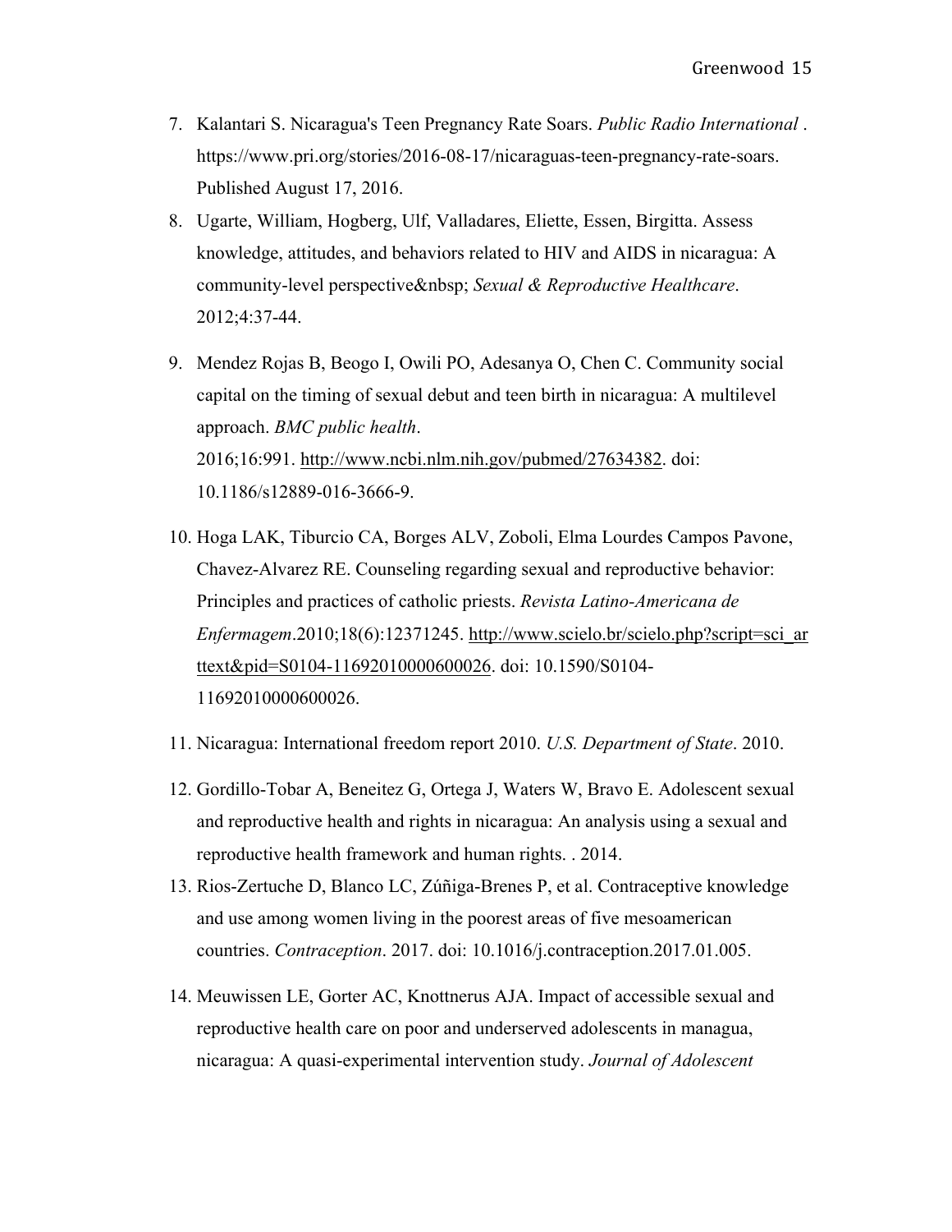7. Kalantari S. Nicaragua's Teen Pregnancy Rate Soars. *Public Radio International* . https://www.pri.org/stories/2016-08-17/nicaraguas-teen-pregnancy-rate-soars. Published August 17, 2016.
8. Ugarte, William, Hogberg, Ulf, Valladares, Eliette, Essen, Birgitta. Assess knowledge, attitudes, and behaviors related to HIV and AIDS in nicaragua: A community-level perspective&nbsp; *Sexual & Reproductive Healthcare*. 2012;4:37-44.
9. Mendez Rojas B, Beogo I, Owili PO, Adesanya O, Chen C. Community social capital on the timing of sexual debut and teen birth in nicaragua: A multilevel approach. *BMC public health*. 2016;16:991. http://www.ncbi.nlm.nih.gov/pubmed/27634382. doi: 10.1186/s12889-016-3666-9.
10. Hoga LAK, Tiburcio CA, Borges ALV, Zoboli, Elma Lourdes Campos Pavone, Chavez-Alvarez RE. Counseling regarding sexual and reproductive behavior: Principles and practices of catholic priests. *Revista Latino-Americana de Enfermagem*.2010;18(6):12371245. http://www.scielo.br/scielo.php?script=sci_arttext&pid=S0104-11692010000600026. doi: 10.1590/S0104-11692010000600026.
11. Nicaragua: International freedom report 2010. *U.S. Department of State*. 2010.
12. Gordillo-Tobar A, Beneitez G, Ortega J, Waters W, Bravo E. Adolescent sexual and reproductive health and rights in nicaragua: An analysis using a sexual and reproductive health framework and human rights. . 2014.
13. Rios-Zertuche D, Blanco LC, Zúñiga-Brenes P, et al. Contraceptive knowledge and use among women living in the poorest areas of five mesoamerican countries. *Contraception*. 2017. doi: 10.1016/j.contraception.2017.01.005.
14. Meuwissen LE, Gorter AC, Knottnerus AJA. Impact of accessible sexual and reproductive health care on poor and underserved adolescents in managua, nicaragua: A quasi-experimental intervention study. *Journal of Adolescent*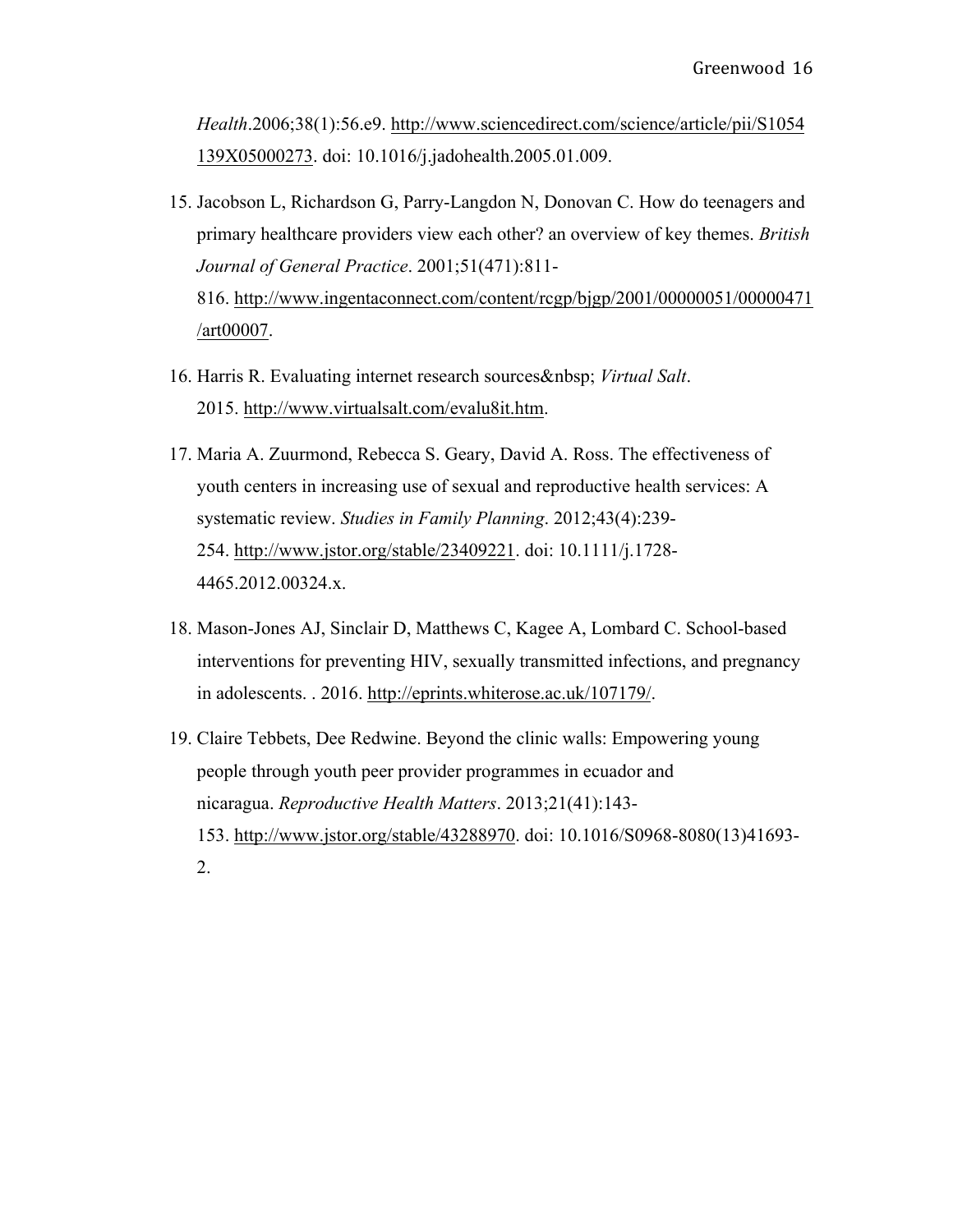*Health*.2006;38(1):56.e9. http://www.sciencedirect.com/science/article/pii/S1054139X05000273. doi: 10.1016/j.jadohealth.2005.01.009.

15. Jacobson L, Richardson G, Parry-Langdon N, Donovan C. How do teenagers and primary healthcare providers view each other? an overview of key themes. *British Journal of General Practice*. 2001;51(471):811-816. http://www.ingentaconnect.com/content/rcgp/bjgp/2001/00000051/00000471/art00007.

16. Harris R. Evaluating internet research sources&nbsp; *Virtual Salt*. 2015. http://www.virtualsalt.com/evalu8it.htm.

17. Maria A. Zuurmond, Rebecca S. Geary, David A. Ross. The effectiveness of youth centers in increasing use of sexual and reproductive health services: A systematic review. *Studies in Family Planning*. 2012;43(4):239-254. http://www.jstor.org/stable/23409221. doi: 10.1111/j.1728-4465.2012.00324.x.

18. Mason-Jones AJ, Sinclair D, Matthews C, Kagee A, Lombard C. School-based interventions for preventing HIV, sexually transmitted infections, and pregnancy in adolescents. . 2016. http://eprints.whiterose.ac.uk/107179/.

19. Claire Tebbets, Dee Redwine. Beyond the clinic walls: Empowering young people through youth peer provider programmes in ecuador and nicaragua. *Reproductive Health Matters*. 2013;21(41):143-153. http://www.jstor.org/stable/43288970. doi: 10.1016/S0968-8080(13)41693-2.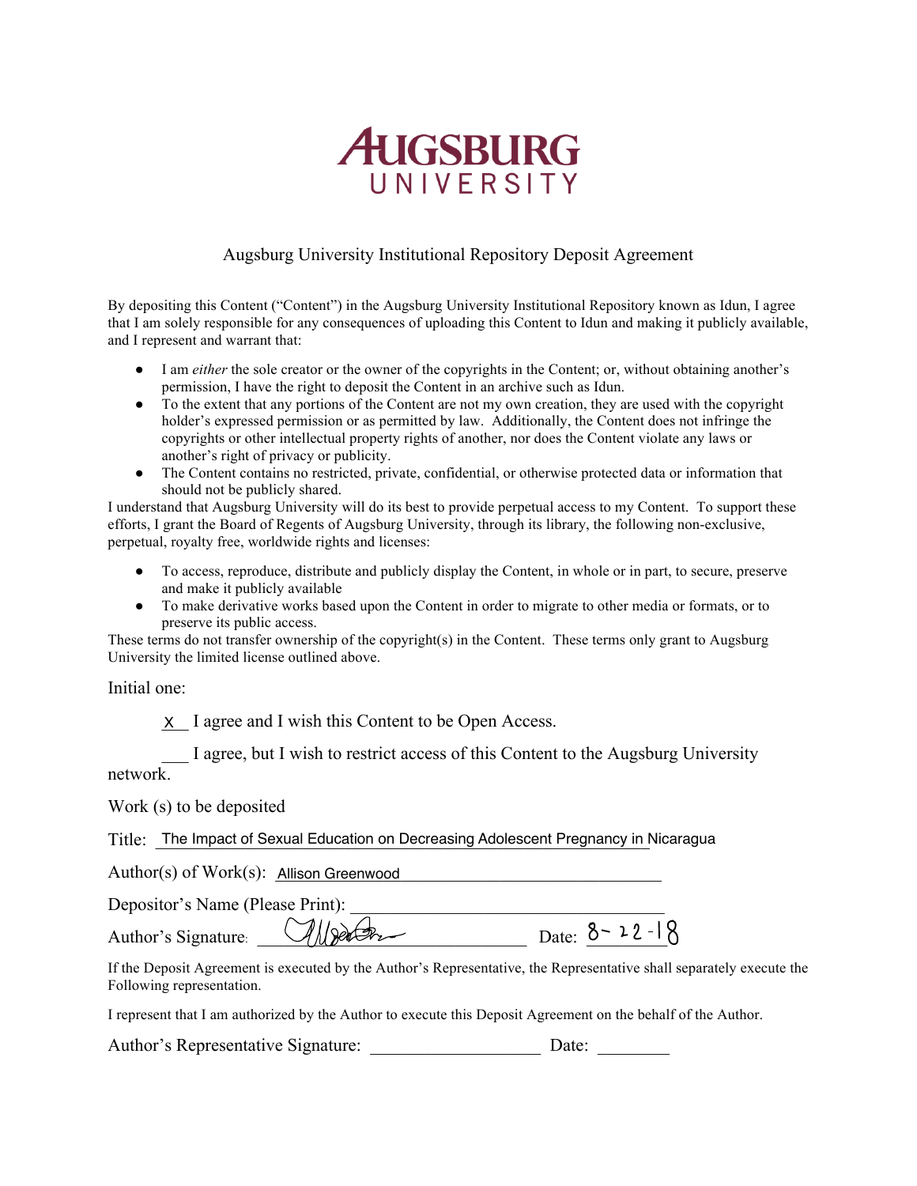# AUGSBURG UNIVERSITY

Augsburg University Institutional Repository Deposit Agreement

By depositing this Content ("Content") in the Augsburg University Institutional Repository known as Idun, I agree that I am solely responsible for any consequences of uploading this Content to Idun and making it publicly available, and I represent and warrant that:

- I am *either* the sole creator or the owner of the copyrights in the Content; or, without obtaining another's permission, I have the right to deposit the Content in an archive such as Idun.
- To the extent that any portions of the Content are not my own creation, they are used with the copyright holder's expressed permission or as permitted by law. Additionally, the Content does not infringe the copyrights or other intellectual property rights of another, nor does the Content violate any laws or another's right of privacy or publicity.
- The Content contains no restricted, private, confidential, or otherwise protected data or information that should not be publicly shared.

I understand that Augsburg University will do its best to provide perpetual access to my Content. To support these efforts, I grant the Board of Regents of Augsburg University, through its library, the following non-exclusive, perpetual, royalty free, worldwide rights and licenses:

- To access, reproduce, distribute and publicly display the Content, in whole or in part, to secure, preserve and make it publicly available
- To make derivative works based upon the Content in order to migrate to other media or formats, or to preserve its public access.

These terms do not transfer ownership of the copyright(s) in the Content. These terms only grant to Augsburg University the limited license outlined above.

Initial one:

X I agree and I wish this Content to be Open Access.

___ I agree, but I wish to restrict access of this Content to the Augsburg University network.

Work (s) to be deposited

Title: The Impact of Sexual Education on Decreasing Adolescent Pregnancy in Nicaragua

Author(s) of Work(s): Allison Greenwood

Depositor's Name (Please Print): ____________________

Author's Signature: [signature] Date: 8-22-18

If the Deposit Agreement is executed by the Author's Representative, the Representative shall separately execute the Following representation.

I represent that I am authorized by the Author to execute this Deposit Agreement on the behalf of the Author.

Author's Representative Signature: ____________________ Date: ________